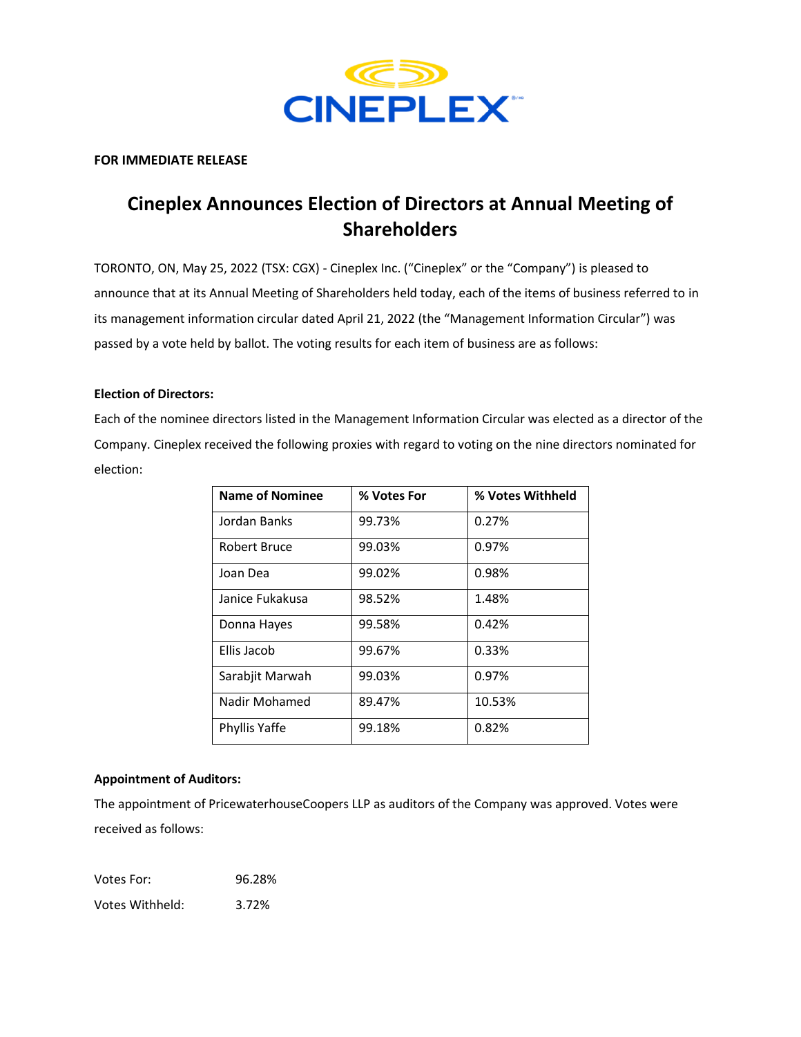CINEPLEX

**FOR IMMEDIATE RELEASE**

# Cineplex Announces Election of Directors at Annual Meeting of Shareholders

TORONTO, ON, May 25, 2022 (TSX: CGX) - Cineplex Inc. ("Cineplex" or the "Company") is pleased to announce that at its Annual Meeting of Shareholders held today, each of the items of business referred to in its management information circular dated April 21, 2022 (the "Management Information Circular") was passed by a vote held by ballot. The voting results for each item of business are as follows:

**Election of Directors:**

Each of the nominee directors listed in the Management Information Circular was elected as a director of the Company. Cineplex received the following proxies with regard to voting on the nine directors nominated for election:

| Name of Nominee | % Votes For | % Votes Withheld |
|---|---|---|
| Jordan Banks | 99.73% | 0.27% |
| Robert Bruce | 99.03% | 0.97% |
| Joan Dea | 99.02% | 0.98% |
| Janice Fukakusa | 98.52% | 1.48% |
| Donna Hayes | 99.58% | 0.42% |
| Ellis Jacob | 99.67% | 0.33% |
| Sarabjit Marwah | 99.03% | 0.97% |
| Nadir Mohamed | 89.47% | 10.53% |
| Phyllis Yaffe | 99.18% | 0.82% |

**Appointment of Auditors:**

The appointment of PricewaterhouseCoopers LLP as auditors of the Company was approved. Votes were received as follows:

Votes For: 96.28%

Votes Withheld: 3.72%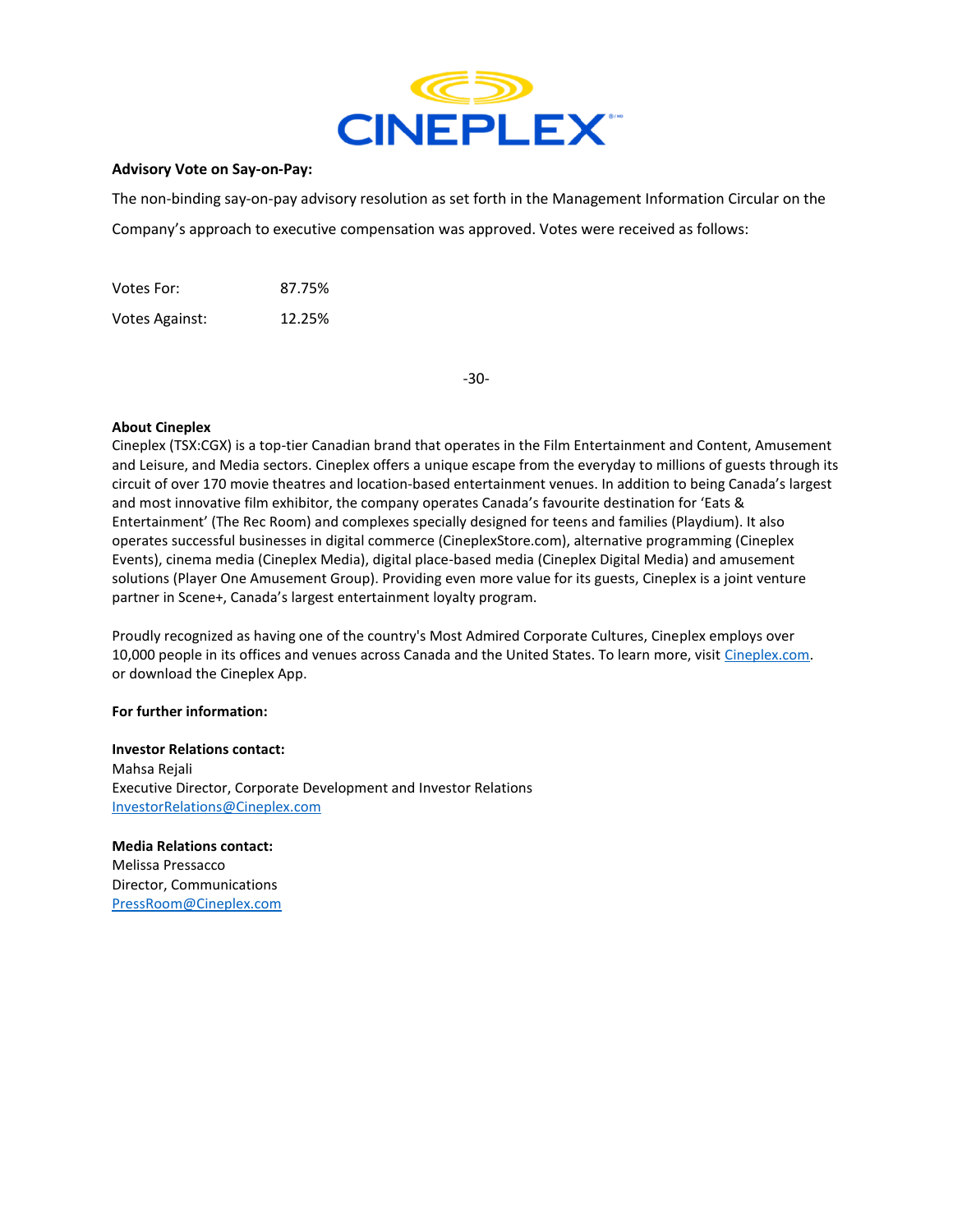**Advisory Vote on Say-on-Pay:**

The non-binding say-on-pay advisory resolution as set forth in the Management Information Circular on the Company's approach to executive compensation was approved. Votes were received as follows:

| | |
|---|---|
| Votes For: | 87.75% |
| Votes Against: | 12.25% |

-30-

**About Cineplex**

Cineplex (TSX:CGX) is a top-tier Canadian brand that operates in the Film Entertainment and Content, Amusement and Leisure, and Media sectors. Cineplex offers a unique escape from the everyday to millions of guests through its circuit of over 170 movie theatres and location-based entertainment venues. In addition to being Canada's largest and most innovative film exhibitor, the company operates Canada's favourite destination for 'Eats & Entertainment' (The Rec Room) and complexes specially designed for teens and families (Playdium). It also operates successful businesses in digital commerce (CineplexStore.com), alternative programming (Cineplex Events), cinema media (Cineplex Media), digital place-based media (Cineplex Digital Media) and amusement solutions (Player One Amusement Group). Providing even more value for its guests, Cineplex is a joint venture partner in Scene+, Canada's largest entertainment loyalty program.

Proudly recognized as having one of the country's Most Admired Corporate Cultures, Cineplex employs over 10,000 people in its offices and venues across Canada and the United States. To learn more, visit Cineplex.com. or download the Cineplex App.

**For further information:**

**Investor Relations contact:**
Mahsa Rejali
Executive Director, Corporate Development and Investor Relations
InvestorRelations@Cineplex.com

**Media Relations contact:**
Melissa Pressacco
Director, Communications
PressRoom@Cineplex.com